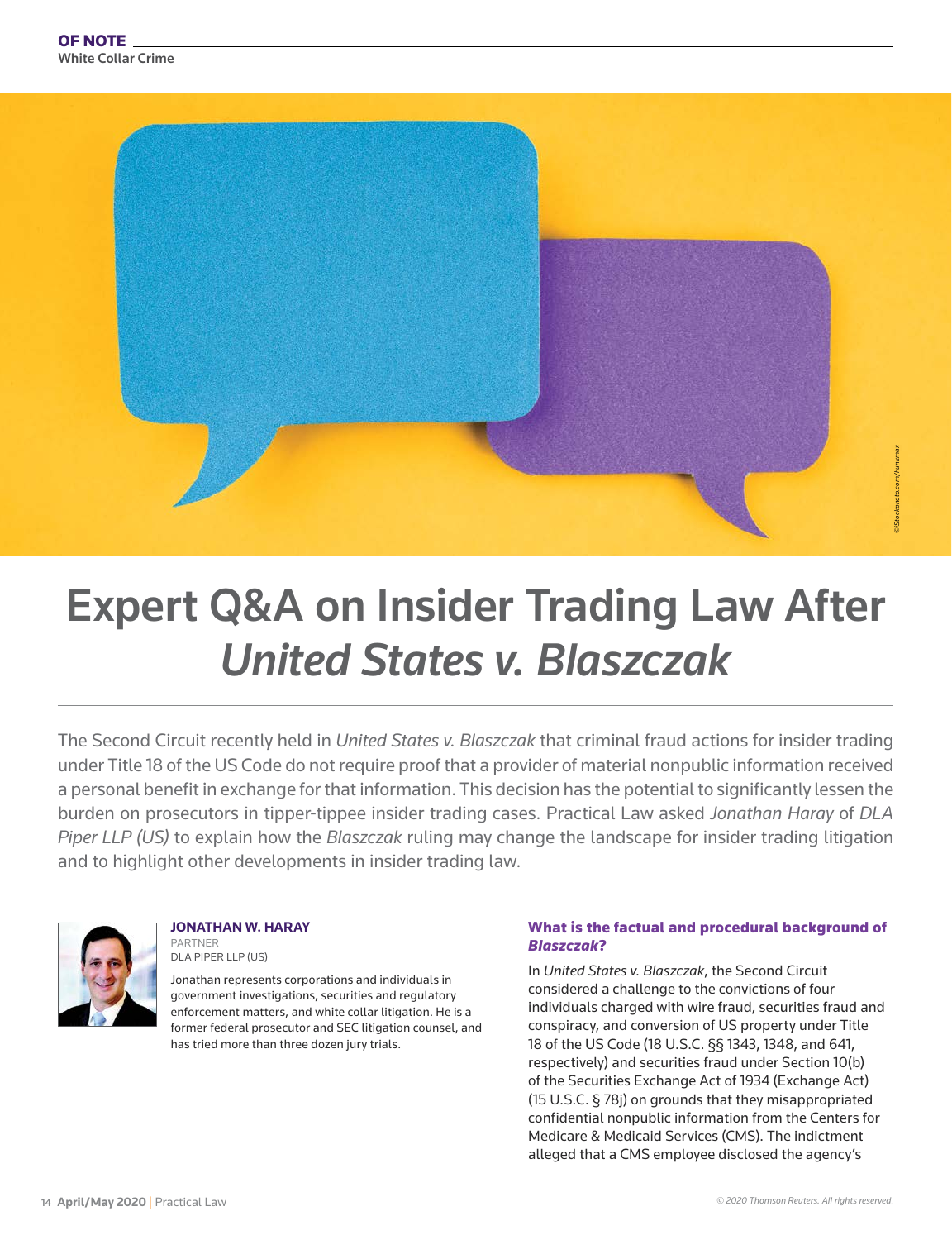**OF NOTE**
White Collar Crime

# Expert Q&A on Insider Trading Law After *United States v. Blaszczak*

The Second Circuit recently held in *United States v. Blaszczak* that criminal fraud actions for insider trading under Title 18 of the US Code do not require proof that a provider of material nonpublic information received a personal benefit in exchange for that information. This decision has the potential to significantly lessen the burden on prosecutors in tipper-tippee insider trading cases. Practical Law asked *Jonathan Haray* of *DLA Piper LLP (US)* to explain how the *Blaszczak* ruling may change the landscape for insider trading litigation and to highlight other developments in insider trading law.

**JONATHAN W. HARAY**
PARTNER
DLA PIPER LLP (US)

Jonathan represents corporations and individuals in government investigations, securities and regulatory enforcement matters, and white collar litigation. He is a former federal prosecutor and SEC litigation counsel, and has tried more than three dozen jury trials.

### What is the factual and procedural background of *Blaszczak*?

In *United States v. Blaszczak*, the Second Circuit considered a challenge to the convictions of four individuals charged with wire fraud, securities fraud and conspiracy, and conversion of US property under Title 18 of the US Code (18 U.S.C. §§ 1343, 1348, and 641, respectively) and securities fraud under Section 10(b) of the Securities Exchange Act of 1934 (Exchange Act) (15 U.S.C. § 78j) on grounds that they misappropriated confidential nonpublic information from the Centers for Medicare & Medicaid Services (CMS). The indictment alleged that a CMS employee disclosed the agency's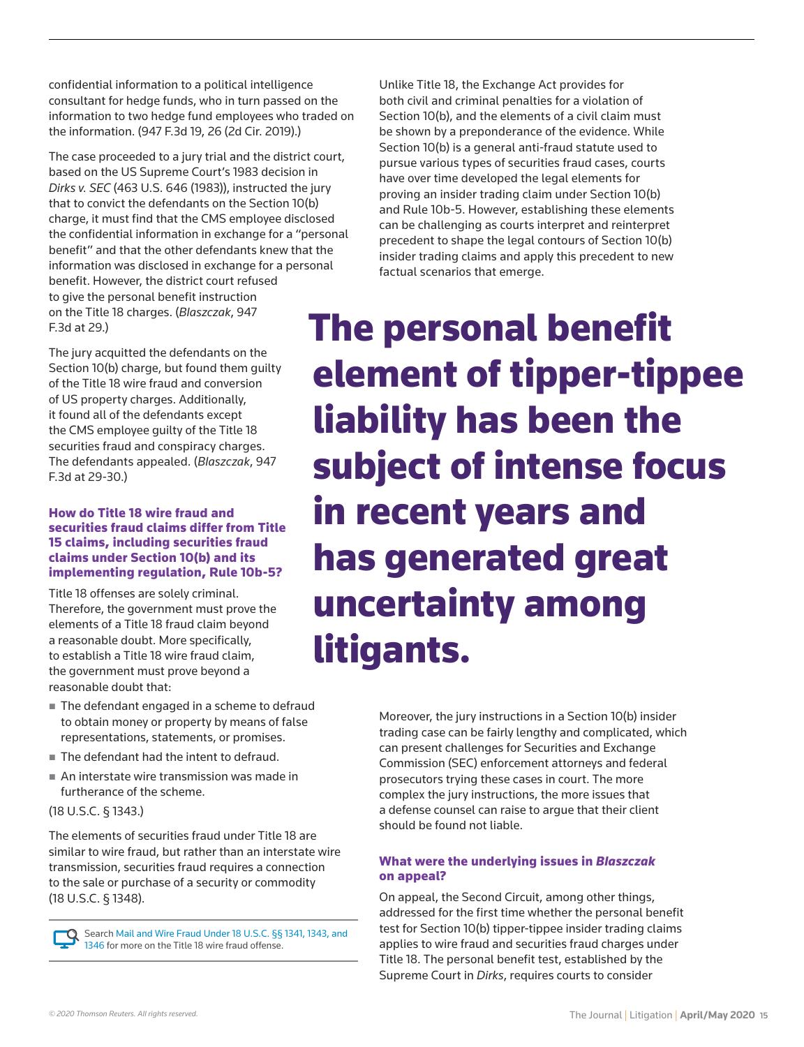confidential information to a political intelligence consultant for hedge funds, who in turn passed on the information to two hedge fund employees who traded on the information. (947 F.3d 19, 26 (2d Cir. 2019).)

The case proceeded to a jury trial and the district court, based on the US Supreme Court's 1983 decision in *Dirks v. SEC* (463 U.S. 646 (1983)), instructed the jury that to convict the defendants on the Section 10(b) charge, it must find that the CMS employee disclosed the confidential information in exchange for a "personal benefit" and that the other defendants knew that the information was disclosed in exchange for a personal benefit. However, the district court refused to give the personal benefit instruction on the Title 18 charges. (*Blaszczak*, 947 F.3d at 29.)

The jury acquitted the defendants on the Section 10(b) charge, but found them guilty of the Title 18 wire fraud and conversion of US property charges. Additionally, it found all of the defendants except the CMS employee guilty of the Title 18 securities fraud and conspiracy charges. The defendants appealed. (*Blaszczak*, 947 F.3d at 29-30.)

### How do Title 18 wire fraud and securities fraud claims differ from Title 15 claims, including securities fraud claims under Section 10(b) and its implementing regulation, Rule 10b-5?

Title 18 offenses are solely criminal. Therefore, the government must prove the elements of a Title 18 fraud claim beyond a reasonable doubt. More specifically, to establish a Title 18 wire fraud claim, the government must prove beyond a reasonable doubt that:

- The defendant engaged in a scheme to defraud to obtain money or property by means of false representations, statements, or promises.
- The defendant had the intent to defraud.
- An interstate wire transmission was made in furtherance of the scheme.

(18 U.S.C. § 1343.)

The elements of securities fraud under Title 18 are similar to wire fraud, but rather than an interstate wire transmission, securities fraud requires a connection to the sale or purchase of a security or commodity (18 U.S.C. § 1348).

Search Mail and Wire Fraud Under 18 U.S.C. §§ 1341, 1343, and 1346 for more on the Title 18 wire fraud offense.

Unlike Title 18, the Exchange Act provides for both civil and criminal penalties for a violation of Section 10(b), and the elements of a civil claim must be shown by a preponderance of the evidence. While Section 10(b) is a general anti-fraud statute used to pursue various types of securities fraud cases, courts have over time developed the legal elements for proving an insider trading claim under Section 10(b) and Rule 10b-5. However, establishing these elements can be challenging as courts interpret and reinterpret precedent to shape the legal contours of Section 10(b) insider trading claims and apply this precedent to new factual scenarios that emerge.

**The personal benefit element of tipper-tippee liability has been the subject of intense focus in recent years and has generated great uncertainty among litigants.**

Moreover, the jury instructions in a Section 10(b) insider trading case can be fairly lengthy and complicated, which can present challenges for Securities and Exchange Commission (SEC) enforcement attorneys and federal prosecutors trying these cases in court. The more complex the jury instructions, the more issues that a defense counsel can raise to argue that their client should be found not liable.

### What were the underlying issues in *Blaszczak* on appeal?

On appeal, the Second Circuit, among other things, addressed for the first time whether the personal benefit test for Section 10(b) tipper-tippee insider trading claims applies to wire fraud and securities fraud charges under Title 18. The personal benefit test, established by the Supreme Court in *Dirks*, requires courts to consider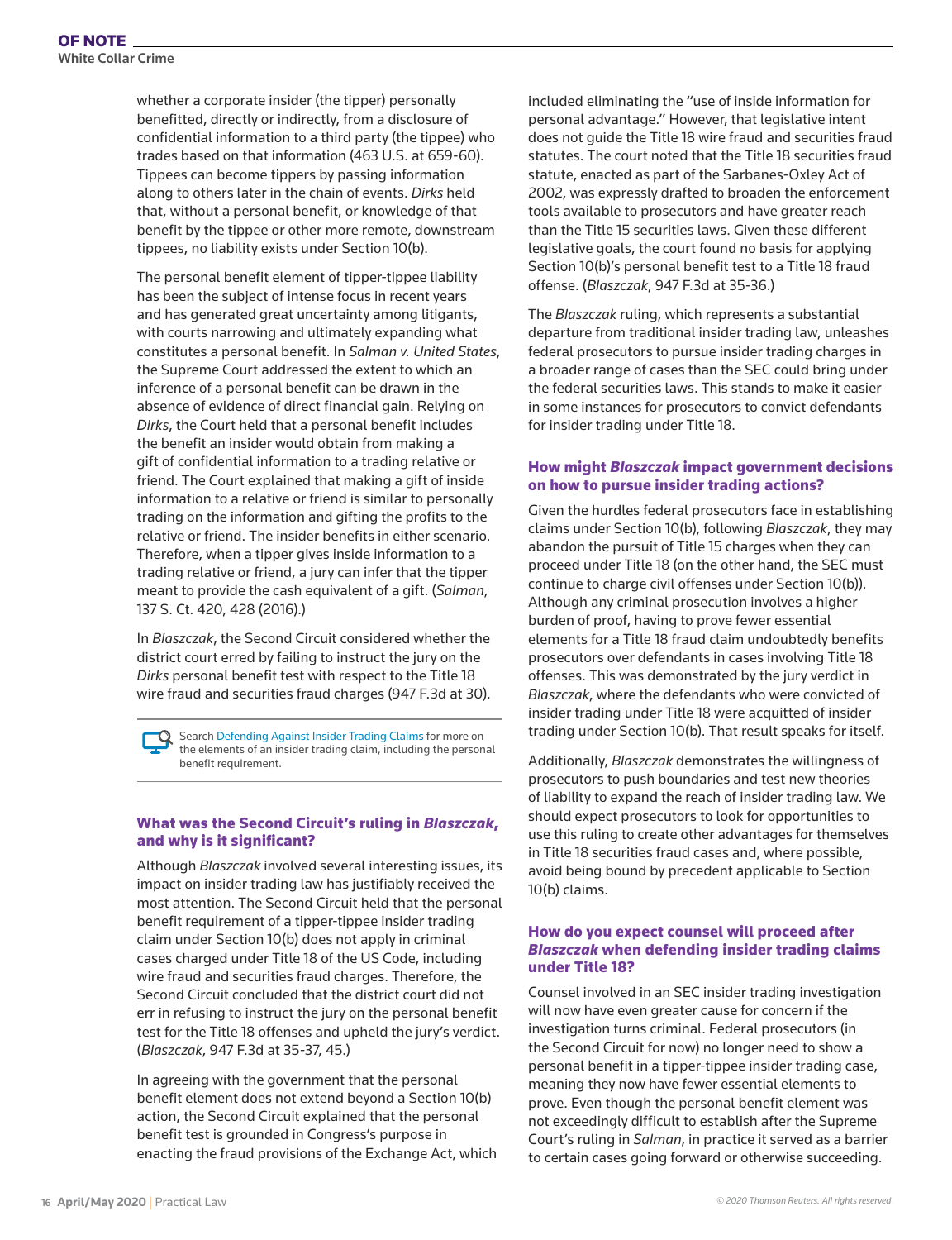whether a corporate insider (the tipper) personally benefitted, directly or indirectly, from a disclosure of confidential information to a third party (the tippee) who trades based on that information (463 U.S. at 659-60). Tippees can become tippers by passing information along to others later in the chain of events. *Dirks* held that, without a personal benefit, or knowledge of that benefit by the tippee or other more remote, downstream tippees, no liability exists under Section 10(b).

The personal benefit element of tipper-tippee liability has been the subject of intense focus in recent years and has generated great uncertainty among litigants, with courts narrowing and ultimately expanding what constitutes a personal benefit. In *Salman v. United States*, the Supreme Court addressed the extent to which an inference of a personal benefit can be drawn in the absence of evidence of direct financial gain. Relying on *Dirks*, the Court held that a personal benefit includes the benefit an insider would obtain from making a gift of confidential information to a trading relative or friend. The Court explained that making a gift of inside information to a relative or friend is similar to personally trading on the information and gifting the profits to the relative or friend. The insider benefits in either scenario. Therefore, when a tipper gives inside information to a trading relative or friend, a jury can infer that the tipper meant to provide the cash equivalent of a gift. (*Salman*, 137 S. Ct. 420, 428 (2016).)

In *Blaszczak*, the Second Circuit considered whether the district court erred by failing to instruct the jury on the *Dirks* personal benefit test with respect to the Title 18 wire fraud and securities fraud charges (947 F.3d at 30).

Search Defending Against Insider Trading Claims for more on the elements of an insider trading claim, including the personal benefit requirement.

### What was the Second Circuit's ruling in *Blaszczak*, and why is it significant?

Although *Blaszczak* involved several interesting issues, its impact on insider trading law has justifiably received the most attention. The Second Circuit held that the personal benefit requirement of a tipper-tippee insider trading claim under Section 10(b) does not apply in criminal cases charged under Title 18 of the US Code, including wire fraud and securities fraud charges. Therefore, the Second Circuit concluded that the district court did not err in refusing to instruct the jury on the personal benefit test for the Title 18 offenses and upheld the jury's verdict. (*Blaszczak*, 947 F.3d at 35-37, 45.)

In agreeing with the government that the personal benefit element does not extend beyond a Section 10(b) action, the Second Circuit explained that the personal benefit test is grounded in Congress's purpose in enacting the fraud provisions of the Exchange Act, which included eliminating the "use of inside information for personal advantage." However, that legislative intent does not guide the Title 18 wire fraud and securities fraud statutes. The court noted that the Title 18 securities fraud statute, enacted as part of the Sarbanes-Oxley Act of 2002, was expressly drafted to broaden the enforcement tools available to prosecutors and have greater reach than the Title 15 securities laws. Given these different legislative goals, the court found no basis for applying Section 10(b)'s personal benefit test to a Title 18 fraud offense. (*Blaszczak*, 947 F.3d at 35-36.)

The *Blaszczak* ruling, which represents a substantial departure from traditional insider trading law, unleashes federal prosecutors to pursue insider trading charges in a broader range of cases than the SEC could bring under the federal securities laws. This stands to make it easier in some instances for prosecutors to convict defendants for insider trading under Title 18.

### How might *Blaszczak* impact government decisions on how to pursue insider trading actions?

Given the hurdles federal prosecutors face in establishing claims under Section 10(b), following *Blaszczak*, they may abandon the pursuit of Title 15 charges when they can proceed under Title 18 (on the other hand, the SEC must continue to charge civil offenses under Section 10(b)). Although any criminal prosecution involves a higher burden of proof, having to prove fewer essential elements for a Title 18 fraud claim undoubtedly benefits prosecutors over defendants in cases involving Title 18 offenses. This was demonstrated by the jury verdict in *Blaszczak*, where the defendants who were convicted of insider trading under Title 18 were acquitted of insider trading under Section 10(b). That result speaks for itself.

Additionally, *Blaszczak* demonstrates the willingness of prosecutors to push boundaries and test new theories of liability to expand the reach of insider trading law. We should expect prosecutors to look for opportunities to use this ruling to create other advantages for themselves in Title 18 securities fraud cases and, where possible, avoid being bound by precedent applicable to Section 10(b) claims.

### How do you expect counsel will proceed after *Blaszczak* when defending insider trading claims under Title 18?

Counsel involved in an SEC insider trading investigation will now have even greater cause for concern if the investigation turns criminal. Federal prosecutors (in the Second Circuit for now) no longer need to show a personal benefit in a tipper-tippee insider trading case, meaning they now have fewer essential elements to prove. Even though the personal benefit element was not exceedingly difficult to establish after the Supreme Court's ruling in *Salman*, in practice it served as a barrier to certain cases going forward or otherwise succeeding.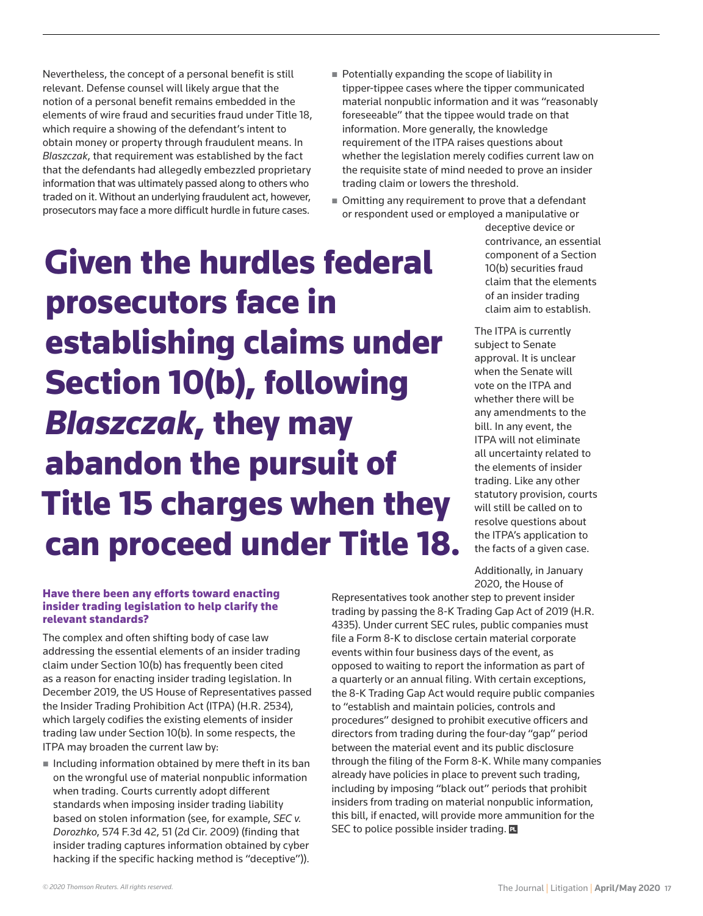Nevertheless, the concept of a personal benefit is still relevant. Defense counsel will likely argue that the notion of a personal benefit remains embedded in the elements of wire fraud and securities fraud under Title 18, which require a showing of the defendant's intent to obtain money or property through fraudulent means. In *Blaszczak*, that requirement was established by the fact that the defendants had allegedly embezzled proprietary information that was ultimately passed along to others who traded on it. Without an underlying fraudulent act, however, prosecutors may face a more difficult hurdle in future cases.

**Given the hurdles federal prosecutors face in establishing claims under Section 10(b), following *Blaszczak*, they may abandon the pursuit of Title 15 charges when they can proceed under Title 18.**

### Have there been any efforts toward enacting insider trading legislation to help clarify the relevant standards?

The complex and often shifting body of case law addressing the essential elements of an insider trading claim under Section 10(b) has frequently been cited as a reason for enacting insider trading legislation. In December 2019, the US House of Representatives passed the Insider Trading Prohibition Act (ITPA) (H.R. 2534), which largely codifies the existing elements of insider trading law under Section 10(b). In some respects, the ITPA may broaden the current law by:

- Including information obtained by mere theft in its ban on the wrongful use of material nonpublic information when trading. Courts currently adopt different standards when imposing insider trading liability based on stolen information (see, for example, *SEC v. Dorozhko*, 574 F.3d 42, 51 (2d Cir. 2009) (finding that insider trading captures information obtained by cyber hacking if the specific hacking method is "deceptive")).
- Potentially expanding the scope of liability in tipper-tippee cases where the tipper communicated material nonpublic information and it was "reasonably foreseeable" that the tippee would trade on that information. More generally, the knowledge requirement of the ITPA raises questions about whether the legislation merely codifies current law on the requisite state of mind needed to prove an insider trading claim or lowers the threshold.
- Omitting any requirement to prove that a defendant or respondent used or employed a manipulative or deceptive device or contrivance, an essential component of a Section 10(b) securities fraud claim that the elements of an insider trading claim aim to establish.

The ITPA is currently subject to Senate approval. It is unclear when the Senate will vote on the ITPA and whether there will be any amendments to the bill. In any event, the ITPA will not eliminate all uncertainty related to the elements of insider trading. Like any other statutory provision, courts will still be called on to resolve questions about the ITPA's application to the facts of a given case.

Additionally, in January 2020, the House of Representatives took another step to prevent insider trading by passing the 8-K Trading Gap Act of 2019 (H.R. 4335). Under current SEC rules, public companies must file a Form 8-K to disclose certain material corporate events within four business days of the event, as opposed to waiting to report the information as part of a quarterly or an annual filing. With certain exceptions, the 8-K Trading Gap Act would require public companies to "establish and maintain policies, controls and procedures" designed to prohibit executive officers and directors from trading during the four-day "gap" period between the material event and its public disclosure through the filing of the Form 8-K. While many companies already have policies in place to prevent such trading, including by imposing "black out" periods that prohibit insiders from trading on material nonpublic information, this bill, if enacted, will provide more ammunition for the SEC to police possible insider trading.